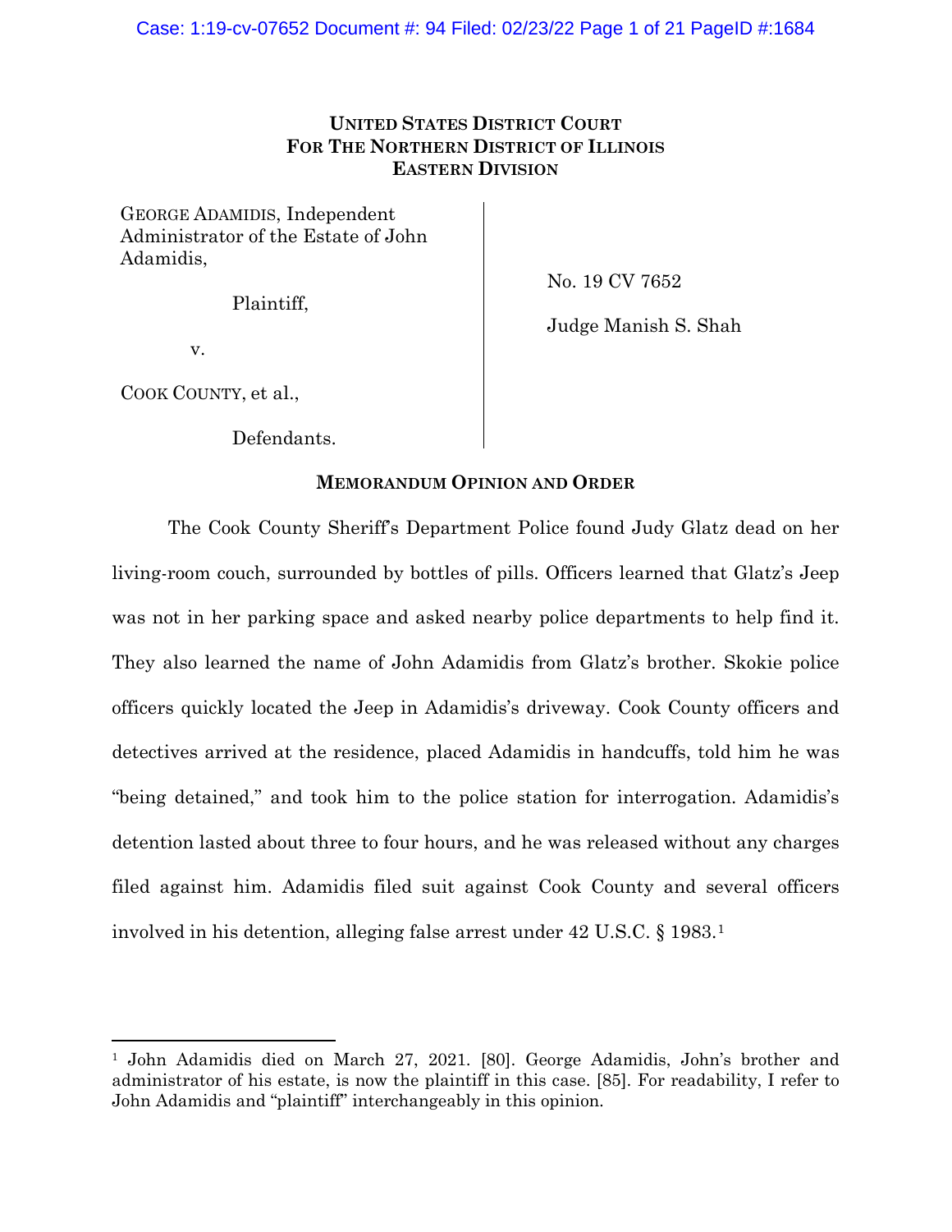**UNITED STATES DISTRICT COURT**
**FOR THE NORTHERN DISTRICT OF ILLINOIS**
**EASTERN DIVISION**

GEORGE ADAMIDIS, Independent Administrator of the Estate of John Adamidis,

Plaintiff,

v.

COOK COUNTY, et al.,

Defendants.

No. 19 CV 7652

Judge Manish S. Shah

**MEMORANDUM OPINION AND ORDER**

The Cook County Sheriff's Department Police found Judy Glatz dead on her living-room couch, surrounded by bottles of pills. Officers learned that Glatz's Jeep was not in her parking space and asked nearby police departments to help find it. They also learned the name of John Adamidis from Glatz's brother. Skokie police officers quickly located the Jeep in Adamidis's driveway. Cook County officers and detectives arrived at the residence, placed Adamidis in handcuffs, told him he was "being detained," and took him to the police station for interrogation. Adamidis's detention lasted about three to four hours, and he was released without any charges filed against him. Adamidis filed suit against Cook County and several officers involved in his detention, alleging false arrest under 42 U.S.C. § 1983.[1]

[1] John Adamidis died on March 27, 2021. [80]. George Adamidis, John's brother and administrator of his estate, is now the plaintiff in this case. [85]. For readability, I refer to John Adamidis and "plaintiff" interchangeably in this opinion.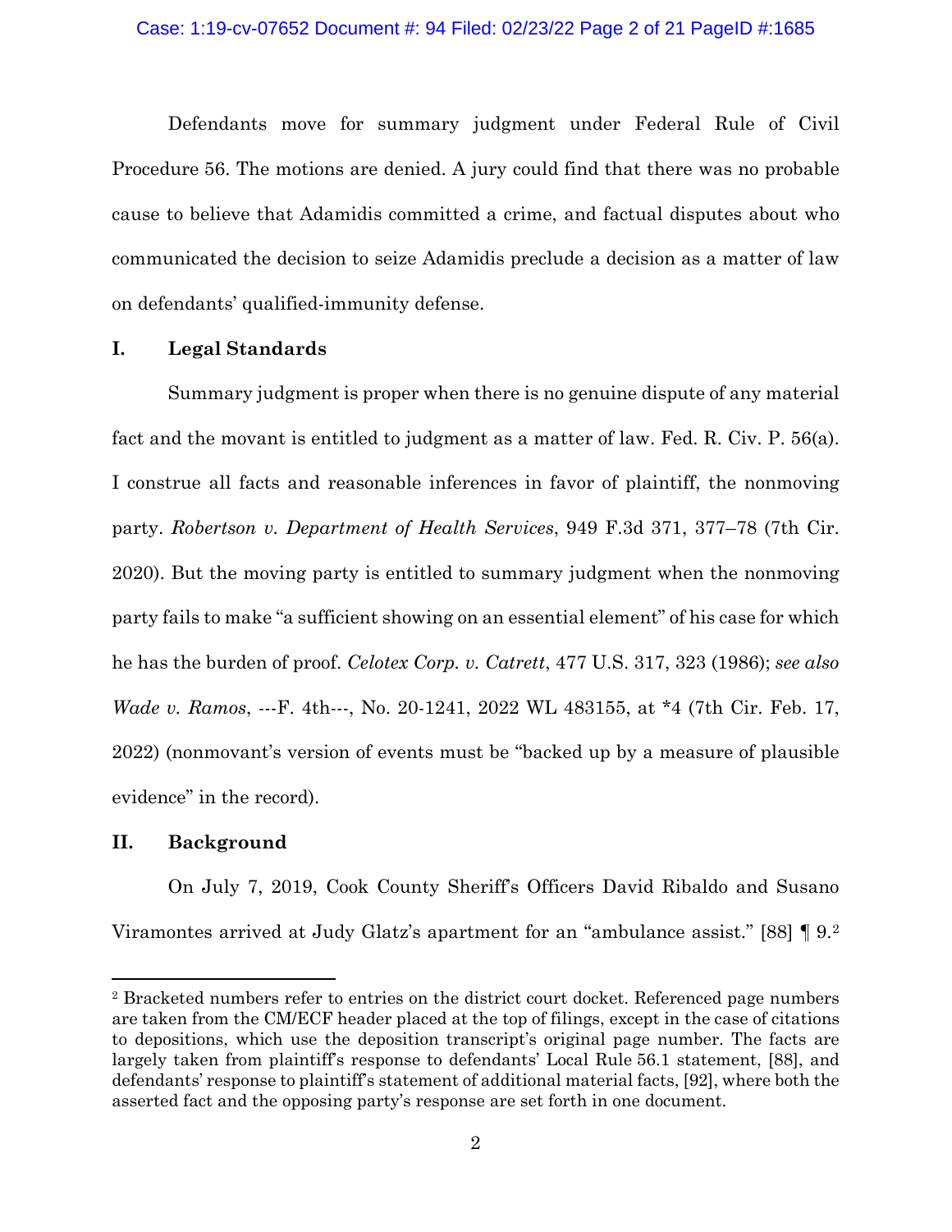Defendants move for summary judgment under Federal Rule of Civil Procedure 56. The motions are denied. A jury could find that there was no probable cause to believe that Adamidis committed a crime, and factual disputes about who communicated the decision to seize Adamidis preclude a decision as a matter of law on defendants' qualified-immunity defense.

## I. Legal Standards

Summary judgment is proper when there is no genuine dispute of any material fact and the movant is entitled to judgment as a matter of law. Fed. R. Civ. P. 56(a). I construe all facts and reasonable inferences in favor of plaintiff, the nonmoving party. *Robertson v. Department of Health Services*, 949 F.3d 371, 377–78 (7th Cir. 2020). But the moving party is entitled to summary judgment when the nonmoving party fails to make "a sufficient showing on an essential element" of his case for which he has the burden of proof. *Celotex Corp. v. Catrett*, 477 U.S. 317, 323 (1986); *see also Wade v. Ramos*, ---F. 4th---, No. 20-1241, 2022 WL 483155, at *4 (7th Cir. Feb. 17, 2022) (nonmovant's version of events must be "backed up by a measure of plausible evidence" in the record).

## II. Background

On July 7, 2019, Cook County Sheriff's Officers David Ribaldo and Susano Viramontes arrived at Judy Glatz's apartment for an "ambulance assist." [88] ¶ 9.[2]

[2] Bracketed numbers refer to entries on the district court docket. Referenced page numbers are taken from the CM/ECF header placed at the top of filings, except in the case of citations to depositions, which use the deposition transcript's original page number. The facts are largely taken from plaintiff's response to defendants' Local Rule 56.1 statement, [88], and defendants' response to plaintiff's statement of additional material facts, [92], where both the asserted fact and the opposing party's response are set forth in one document.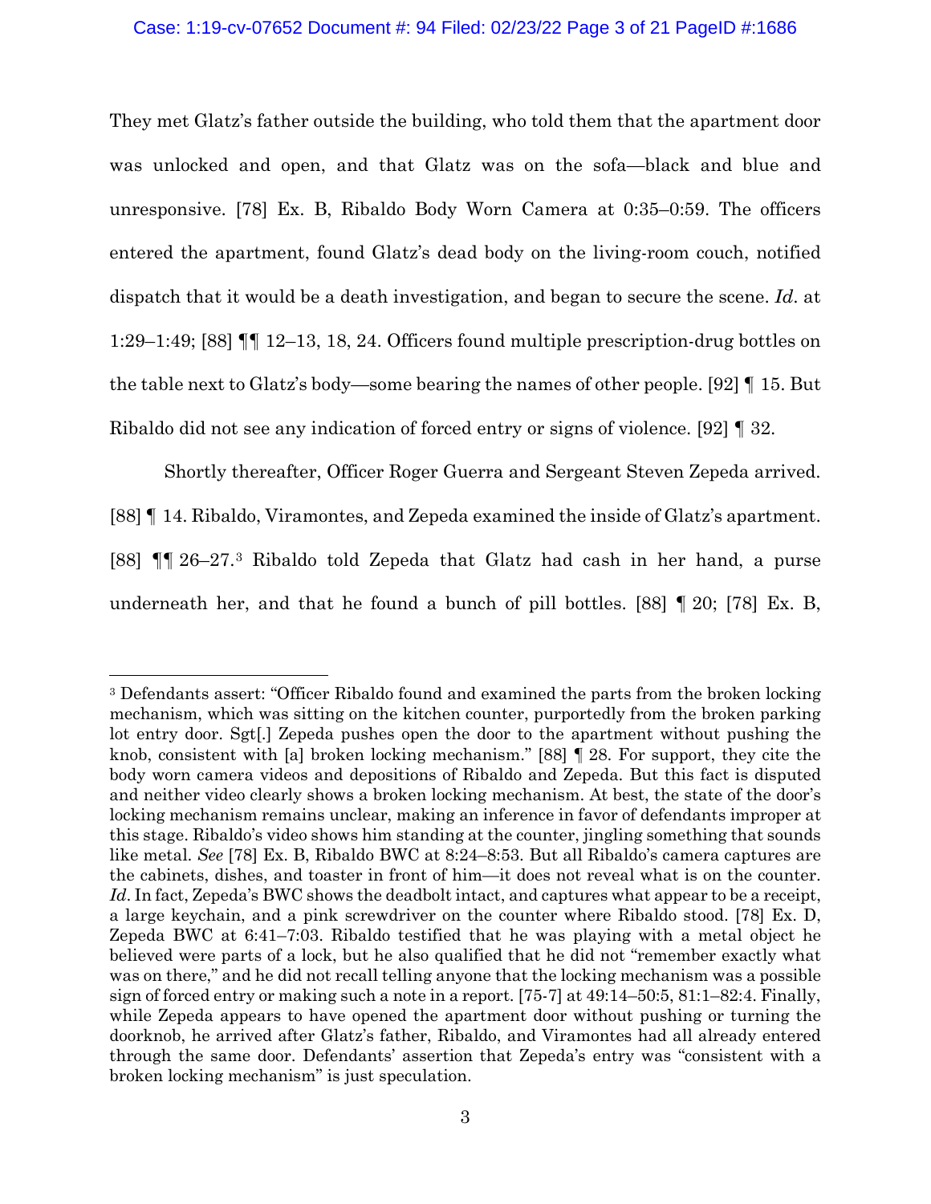They met Glatz's father outside the building, who told them that the apartment door was unlocked and open, and that Glatz was on the sofa—black and blue and unresponsive. [78] Ex. B, Ribaldo Body Worn Camera at 0:35–0:59. The officers entered the apartment, found Glatz's dead body on the living-room couch, notified dispatch that it would be a death investigation, and began to secure the scene. *Id*. at 1:29–1:49; [88] ¶¶ 12–13, 18, 24. Officers found multiple prescription-drug bottles on the table next to Glatz's body—some bearing the names of other people. [92] ¶ 15. But Ribaldo did not see any indication of forced entry or signs of violence. [92] ¶ 32.

Shortly thereafter, Officer Roger Guerra and Sergeant Steven Zepeda arrived. [88] ¶ 14. Ribaldo, Viramontes, and Zepeda examined the inside of Glatz's apartment. [88] ¶¶ 26–27.[3] Ribaldo told Zepeda that Glatz had cash in her hand, a purse underneath her, and that he found a bunch of pill bottles. [88] ¶ 20; [78] Ex. B,

---

[3] Defendants assert: "Officer Ribaldo found and examined the parts from the broken locking mechanism, which was sitting on the kitchen counter, purportedly from the broken parking lot entry door. Sgt[.] Zepeda pushes open the door to the apartment without pushing the knob, consistent with [a] broken locking mechanism." [88] ¶ 28. For support, they cite the body worn camera videos and depositions of Ribaldo and Zepeda. But this fact is disputed and neither video clearly shows a broken locking mechanism. At best, the state of the door's locking mechanism remains unclear, making an inference in favor of defendants improper at this stage. Ribaldo's video shows him standing at the counter, jingling something that sounds like metal. *See* [78] Ex. B, Ribaldo BWC at 8:24–8:53. But all Ribaldo's camera captures are the cabinets, dishes, and toaster in front of him—it does not reveal what is on the counter. *Id*. In fact, Zepeda's BWC shows the deadbolt intact, and captures what appear to be a receipt, a large keychain, and a pink screwdriver on the counter where Ribaldo stood. [78] Ex. D, Zepeda BWC at 6:41–7:03. Ribaldo testified that he was playing with a metal object he believed were parts of a lock, but he also qualified that he did not "remember exactly what was on there," and he did not recall telling anyone that the locking mechanism was a possible sign of forced entry or making such a note in a report. [75-7] at 49:14–50:5, 81:1–82:4. Finally, while Zepeda appears to have opened the apartment door without pushing or turning the doorknob, he arrived after Glatz's father, Ribaldo, and Viramontes had all already entered through the same door. Defendants' assertion that Zepeda's entry was "consistent with a broken locking mechanism" is just speculation.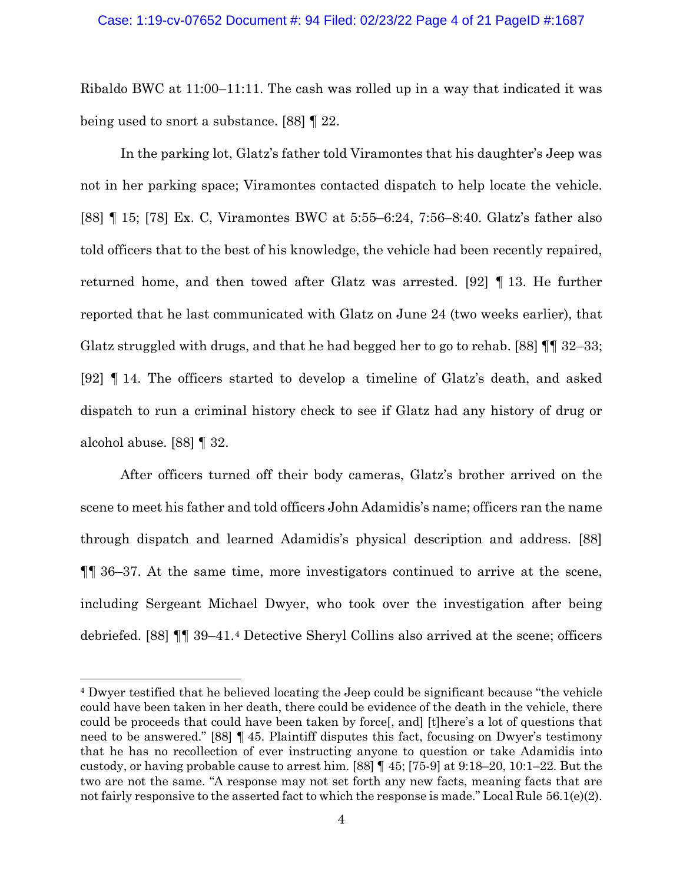Ribaldo BWC at 11:00–11:11. The cash was rolled up in a way that indicated it was being used to snort a substance. [88] ¶ 22.

In the parking lot, Glatz's father told Viramontes that his daughter's Jeep was not in her parking space; Viramontes contacted dispatch to help locate the vehicle. [88] ¶ 15; [78] Ex. C, Viramontes BWC at 5:55–6:24, 7:56–8:40. Glatz's father also told officers that to the best of his knowledge, the vehicle had been recently repaired, returned home, and then towed after Glatz was arrested. [92] ¶ 13. He further reported that he last communicated with Glatz on June 24 (two weeks earlier), that Glatz struggled with drugs, and that he had begged her to go to rehab. [88] ¶¶ 32–33; [92] ¶ 14. The officers started to develop a timeline of Glatz's death, and asked dispatch to run a criminal history check to see if Glatz had any history of drug or alcohol abuse. [88] ¶ 32.

After officers turned off their body cameras, Glatz's brother arrived on the scene to meet his father and told officers John Adamidis's name; officers ran the name through dispatch and learned Adamidis's physical description and address. [88] ¶¶ 36–37. At the same time, more investigators continued to arrive at the scene, including Sergeant Michael Dwyer, who took over the investigation after being debriefed. [88] ¶¶ 39–41.[4] Detective Sheryl Collins also arrived at the scene; officers

[4] Dwyer testified that he believed locating the Jeep could be significant because "the vehicle could have been taken in her death, there could be evidence of the death in the vehicle, there could be proceeds that could have been taken by force[, and] [t]here's a lot of questions that need to be answered." [88] ¶ 45. Plaintiff disputes this fact, focusing on Dwyer's testimony that he has no recollection of ever instructing anyone to question or take Adamidis into custody, or having probable cause to arrest him. [88] ¶ 45; [75-9] at 9:18–20, 10:1–22. But the two are not the same. "A response may not set forth any new facts, meaning facts that are not fairly responsive to the asserted fact to which the response is made." Local Rule 56.1(e)(2).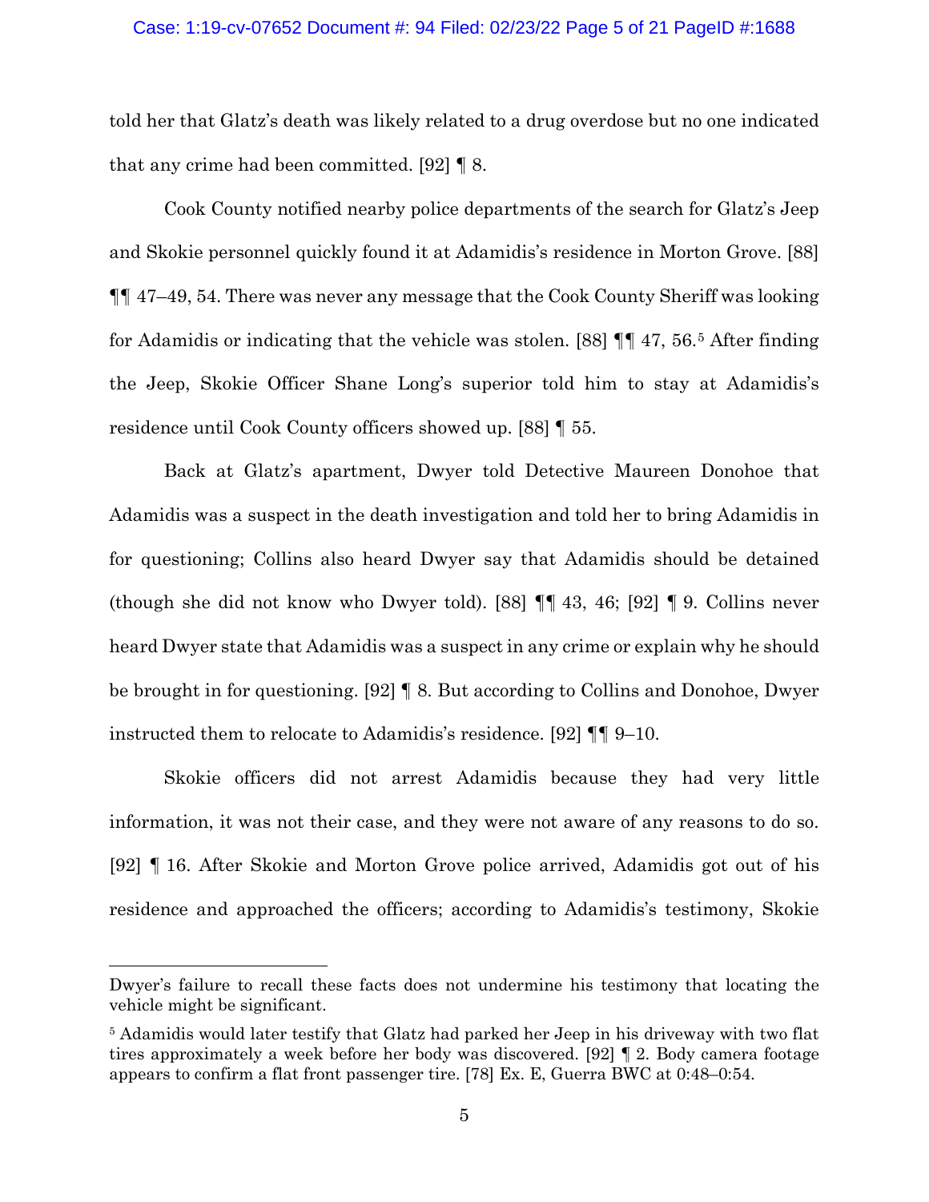told her that Glatz's death was likely related to a drug overdose but no one indicated that any crime had been committed. [92] ¶ 8.

Cook County notified nearby police departments of the search for Glatz's Jeep and Skokie personnel quickly found it at Adamidis's residence in Morton Grove. [88] ¶¶ 47–49, 54. There was never any message that the Cook County Sheriff was looking for Adamidis or indicating that the vehicle was stolen. [88] ¶¶ 47, 56.[5] After finding the Jeep, Skokie Officer Shane Long's superior told him to stay at Adamidis's residence until Cook County officers showed up. [88] ¶ 55.

Back at Glatz's apartment, Dwyer told Detective Maureen Donohoe that Adamidis was a suspect in the death investigation and told her to bring Adamidis in for questioning; Collins also heard Dwyer say that Adamidis should be detained (though she did not know who Dwyer told). [88] ¶¶ 43, 46; [92] ¶ 9. Collins never heard Dwyer state that Adamidis was a suspect in any crime or explain why he should be brought in for questioning. [92] ¶ 8. But according to Collins and Donohoe, Dwyer instructed them to relocate to Adamidis's residence. [92] ¶¶ 9–10.

Skokie officers did not arrest Adamidis because they had very little information, it was not their case, and they were not aware of any reasons to do so. [92] ¶ 16. After Skokie and Morton Grove police arrived, Adamidis got out of his residence and approached the officers; according to Adamidis's testimony, Skokie

---

Dwyer's failure to recall these facts does not undermine his testimony that locating the vehicle might be significant.

[5] Adamidis would later testify that Glatz had parked her Jeep in his driveway with two flat tires approximately a week before her body was discovered. [92] ¶ 2. Body camera footage appears to confirm a flat front passenger tire. [78] Ex. E, Guerra BWC at 0:48–0:54.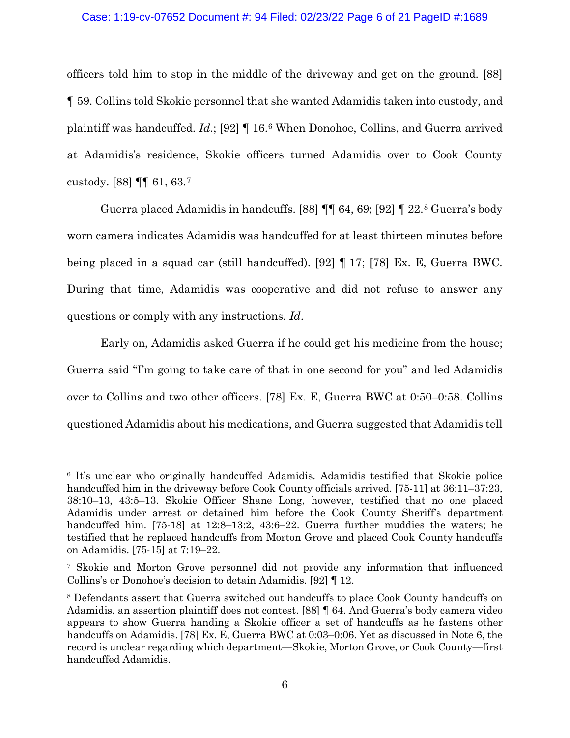officers told him to stop in the middle of the driveway and get on the ground. [88] ¶ 59. Collins told Skokie personnel that she wanted Adamidis taken into custody, and plaintiff was handcuffed. *Id*.; [92] ¶ 16.[6] When Donohoe, Collins, and Guerra arrived at Adamidis's residence, Skokie officers turned Adamidis over to Cook County custody. [88] ¶¶ 61, 63.[7]

Guerra placed Adamidis in handcuffs. [88] ¶¶ 64, 69; [92] ¶ 22.[8] Guerra's body worn camera indicates Adamidis was handcuffed for at least thirteen minutes before being placed in a squad car (still handcuffed). [92] ¶ 17; [78] Ex. E, Guerra BWC. During that time, Adamidis was cooperative and did not refuse to answer any questions or comply with any instructions. *Id*.

Early on, Adamidis asked Guerra if he could get his medicine from the house; Guerra said "I'm going to take care of that in one second for you" and led Adamidis over to Collins and two other officers. [78] Ex. E, Guerra BWC at 0:50–0:58. Collins questioned Adamidis about his medications, and Guerra suggested that Adamidis tell

---

[6] It's unclear who originally handcuffed Adamidis. Adamidis testified that Skokie police handcuffed him in the driveway before Cook County officials arrived. [75-11] at 36:11–37:23, 38:10–13, 43:5–13. Skokie Officer Shane Long, however, testified that no one placed Adamidis under arrest or detained him before the Cook County Sheriff's department handcuffed him. [75-18] at 12:8–13:2, 43:6–22. Guerra further muddies the waters; he testified that he replaced handcuffs from Morton Grove and placed Cook County handcuffs on Adamidis. [75-15] at 7:19–22.

[7] Skokie and Morton Grove personnel did not provide any information that influenced Collins's or Donohoe's decision to detain Adamidis. [92] ¶ 12.

[8] Defendants assert that Guerra switched out handcuffs to place Cook County handcuffs on Adamidis, an assertion plaintiff does not contest. [88] ¶ 64. And Guerra's body camera video appears to show Guerra handing a Skokie officer a set of handcuffs as he fastens other handcuffs on Adamidis. [78] Ex. E, Guerra BWC at 0:03–0:06. Yet as discussed in Note 6, the record is unclear regarding which department—Skokie, Morton Grove, or Cook County—first handcuffed Adamidis.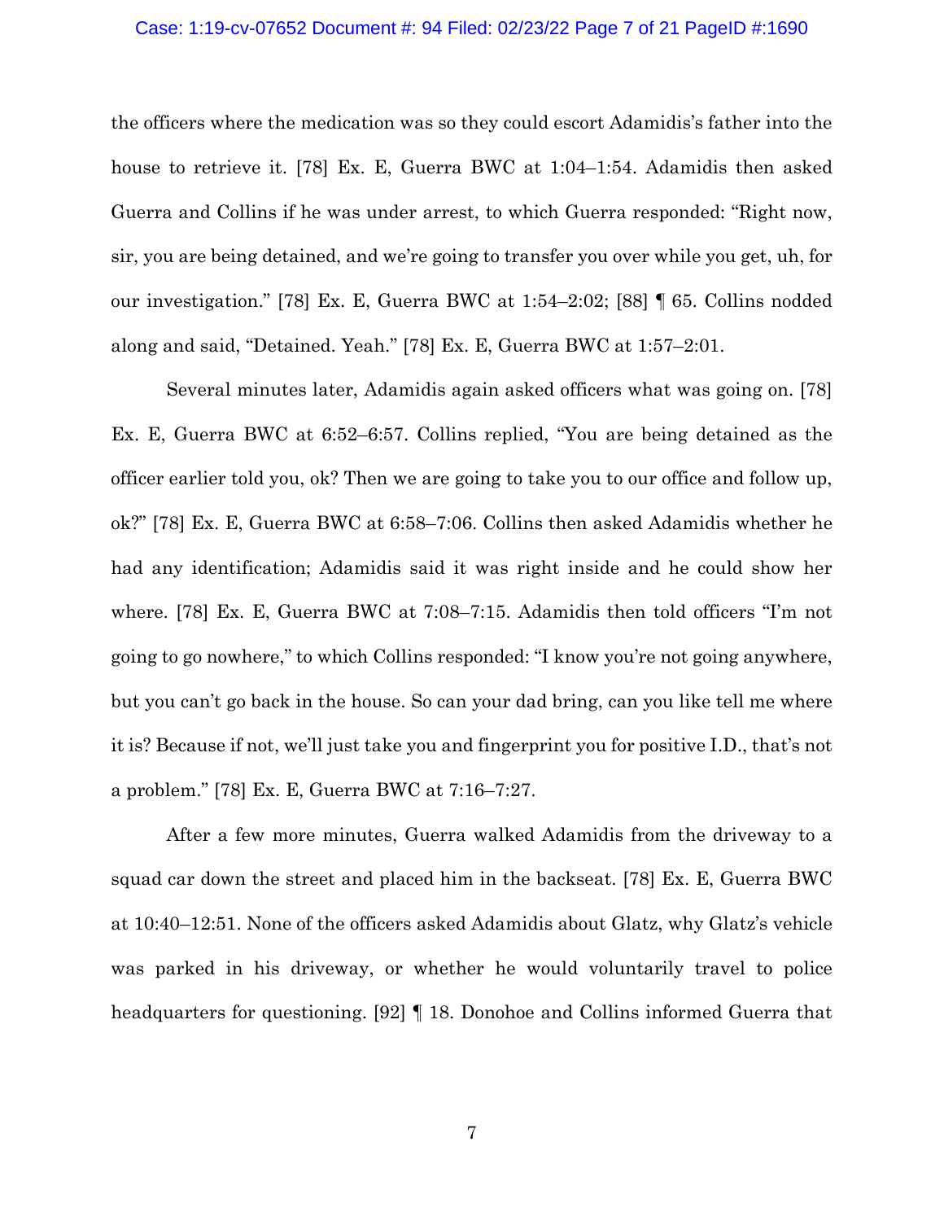the officers where the medication was so they could escort Adamidis's father into the house to retrieve it. [78] Ex. E, Guerra BWC at 1:04–1:54. Adamidis then asked Guerra and Collins if he was under arrest, to which Guerra responded: "Right now, sir, you are being detained, and we're going to transfer you over while you get, uh, for our investigation." [78] Ex. E, Guerra BWC at 1:54–2:02; [88] ¶ 65. Collins nodded along and said, "Detained. Yeah." [78] Ex. E, Guerra BWC at 1:57–2:01.

Several minutes later, Adamidis again asked officers what was going on. [78] Ex. E, Guerra BWC at 6:52–6:57. Collins replied, "You are being detained as the officer earlier told you, ok? Then we are going to take you to our office and follow up, ok?" [78] Ex. E, Guerra BWC at 6:58–7:06. Collins then asked Adamidis whether he had any identification; Adamidis said it was right inside and he could show her where. [78] Ex. E, Guerra BWC at 7:08–7:15. Adamidis then told officers "I'm not going to go nowhere," to which Collins responded: "I know you're not going anywhere, but you can't go back in the house. So can your dad bring, can you like tell me where it is? Because if not, we'll just take you and fingerprint you for positive I.D., that's not a problem." [78] Ex. E, Guerra BWC at 7:16–7:27.

After a few more minutes, Guerra walked Adamidis from the driveway to a squad car down the street and placed him in the backseat. [78] Ex. E, Guerra BWC at 10:40–12:51. None of the officers asked Adamidis about Glatz, why Glatz's vehicle was parked in his driveway, or whether he would voluntarily travel to police headquarters for questioning. [92] ¶ 18. Donohoe and Collins informed Guerra that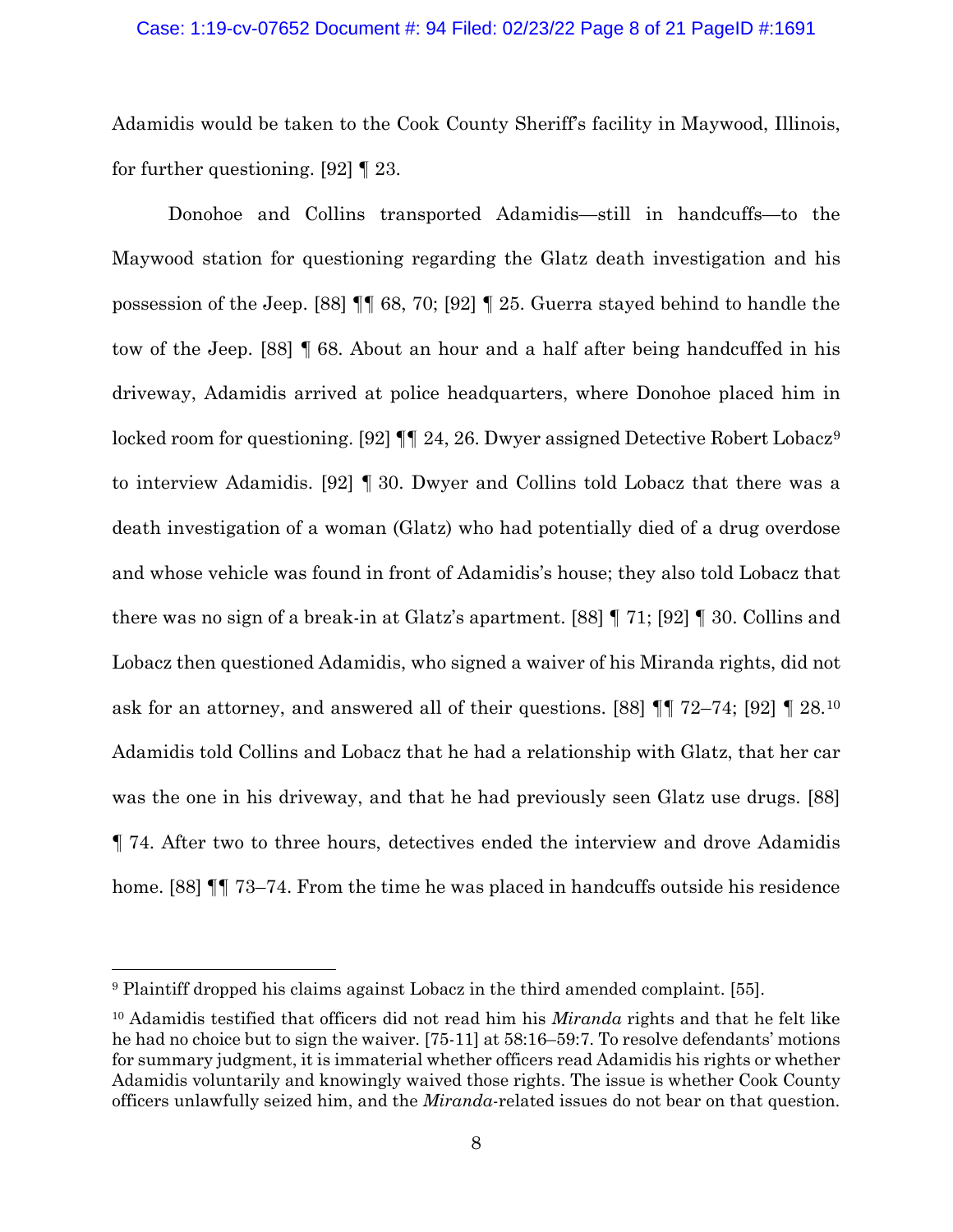Adamidis would be taken to the Cook County Sheriff's facility in Maywood, Illinois, for further questioning. [92] ¶ 23.

Donohoe and Collins transported Adamidis—still in handcuffs—to the Maywood station for questioning regarding the Glatz death investigation and his possession of the Jeep. [88] ¶¶ 68, 70; [92] ¶ 25. Guerra stayed behind to handle the tow of the Jeep. [88] ¶ 68. About an hour and a half after being handcuffed in his driveway, Adamidis arrived at police headquarters, where Donohoe placed him in locked room for questioning. [92] ¶¶ 24, 26. Dwyer assigned Detective Robert Lobacz[9] to interview Adamidis. [92] ¶ 30. Dwyer and Collins told Lobacz that there was a death investigation of a woman (Glatz) who had potentially died of a drug overdose and whose vehicle was found in front of Adamidis's house; they also told Lobacz that there was no sign of a break-in at Glatz's apartment. [88] ¶ 71; [92] ¶ 30. Collins and Lobacz then questioned Adamidis, who signed a waiver of his Miranda rights, did not ask for an attorney, and answered all of their questions. [88] ¶¶ 72–74; [92] ¶ 28.[10] Adamidis told Collins and Lobacz that he had a relationship with Glatz, that her car was the one in his driveway, and that he had previously seen Glatz use drugs. [88] ¶ 74. After two to three hours, detectives ended the interview and drove Adamidis home. [88] ¶¶ 73–74. From the time he was placed in handcuffs outside his residence

---

[9] Plaintiff dropped his claims against Lobacz in the third amended complaint. [55].

[10] Adamidis testified that officers did not read him his *Miranda* rights and that he felt like he had no choice but to sign the waiver. [75-11] at 58:16–59:7. To resolve defendants' motions for summary judgment, it is immaterial whether officers read Adamidis his rights or whether Adamidis voluntarily and knowingly waived those rights. The issue is whether Cook County officers unlawfully seized him, and the *Miranda*-related issues do not bear on that question.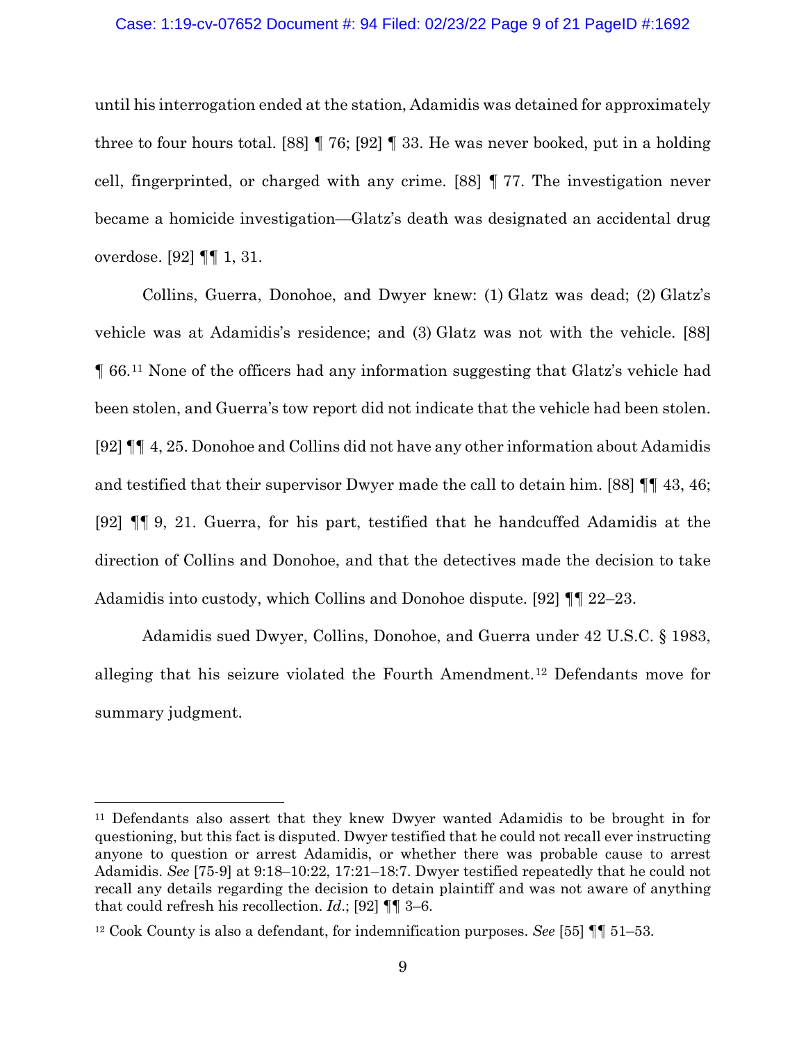until his interrogation ended at the station, Adamidis was detained for approximately three to four hours total. [88] ¶ 76; [92] ¶ 33. He was never booked, put in a holding cell, fingerprinted, or charged with any crime. [88] ¶ 77. The investigation never became a homicide investigation—Glatz's death was designated an accidental drug overdose. [92] ¶¶ 1, 31.

Collins, Guerra, Donohoe, and Dwyer knew: (1) Glatz was dead; (2) Glatz's vehicle was at Adamidis's residence; and (3) Glatz was not with the vehicle. [88] ¶ 66.[11] None of the officers had any information suggesting that Glatz's vehicle had been stolen, and Guerra's tow report did not indicate that the vehicle had been stolen. [92] ¶¶ 4, 25. Donohoe and Collins did not have any other information about Adamidis and testified that their supervisor Dwyer made the call to detain him. [88] ¶¶ 43, 46; [92] ¶¶ 9, 21. Guerra, for his part, testified that he handcuffed Adamidis at the direction of Collins and Donohoe, and that the detectives made the decision to take Adamidis into custody, which Collins and Donohoe dispute. [92] ¶¶ 22–23.

Adamidis sued Dwyer, Collins, Donohoe, and Guerra under 42 U.S.C. § 1983, alleging that his seizure violated the Fourth Amendment.[12] Defendants move for summary judgment.

---

[11] Defendants also assert that they knew Dwyer wanted Adamidis to be brought in for questioning, but this fact is disputed. Dwyer testified that he could not recall ever instructing anyone to question or arrest Adamidis, or whether there was probable cause to arrest Adamidis. *See* [75-9] at 9:18–10:22, 17:21–18:7. Dwyer testified repeatedly that he could not recall any details regarding the decision to detain plaintiff and was not aware of anything that could refresh his recollection. *Id.*; [92] ¶¶ 3–6.

[12] Cook County is also a defendant, for indemnification purposes. *See* [55] ¶¶ 51–53.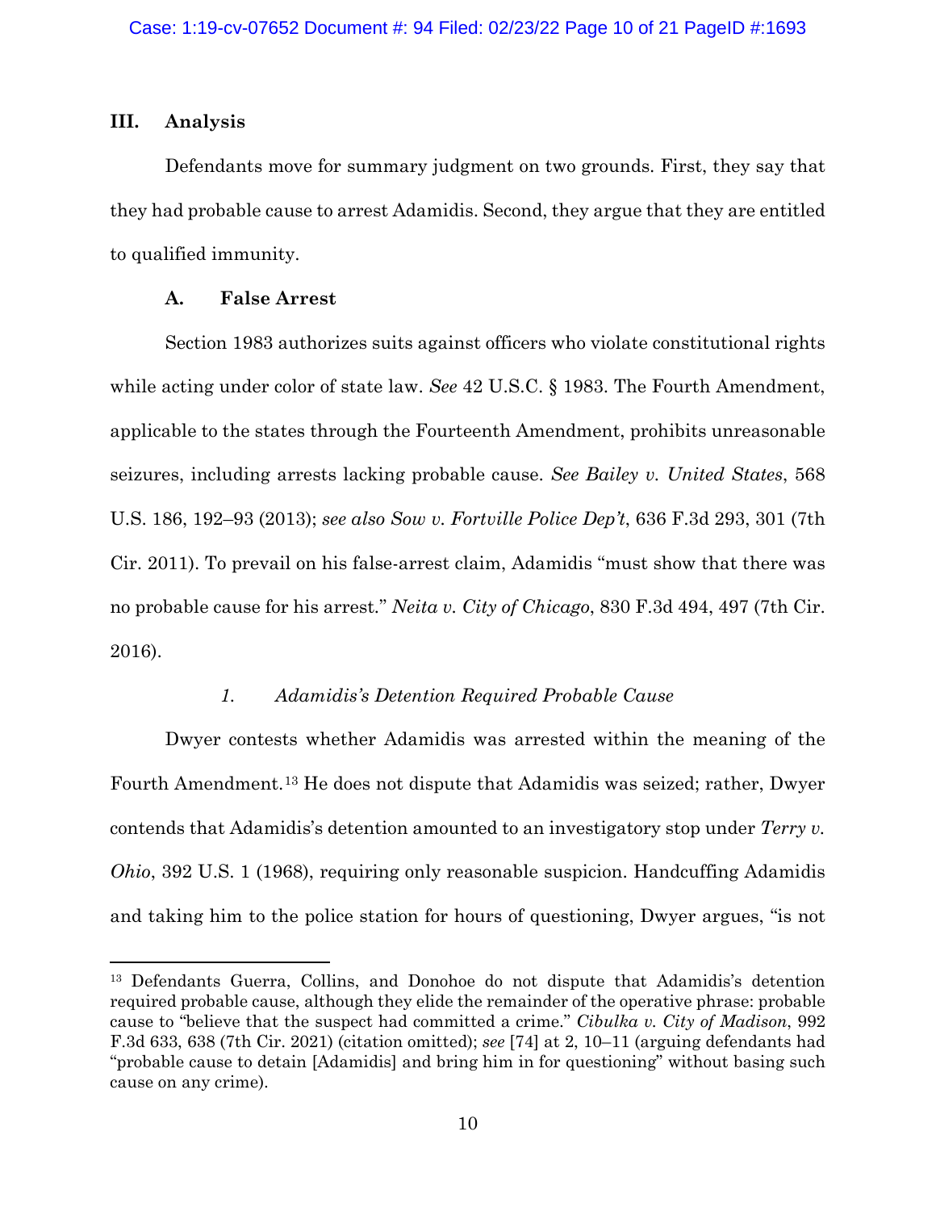## III. Analysis

Defendants move for summary judgment on two grounds. First, they say that they had probable cause to arrest Adamidis. Second, they argue that they are entitled to qualified immunity.

### A. False Arrest

Section 1983 authorizes suits against officers who violate constitutional rights while acting under color of state law. *See* 42 U.S.C. § 1983. The Fourth Amendment, applicable to the states through the Fourteenth Amendment, prohibits unreasonable seizures, including arrests lacking probable cause. *See Bailey v. United States*, 568 U.S. 186, 192–93 (2013); *see also Sow v. Fortville Police Dep't*, 636 F.3d 293, 301 (7th Cir. 2011). To prevail on his false-arrest claim, Adamidis "must show that there was no probable cause for his arrest." *Neita v. City of Chicago*, 830 F.3d 494, 497 (7th Cir. 2016).

#### *1. Adamidis's Detention Required Probable Cause*

Dwyer contests whether Adamidis was arrested within the meaning of the Fourth Amendment.[13] He does not dispute that Adamidis was seized; rather, Dwyer contends that Adamidis's detention amounted to an investigatory stop under *Terry v. Ohio*, 392 U.S. 1 (1968), requiring only reasonable suspicion. Handcuffing Adamidis and taking him to the police station for hours of questioning, Dwyer argues, "is not

---

[13] Defendants Guerra, Collins, and Donohoe do not dispute that Adamidis's detention required probable cause, although they elide the remainder of the operative phrase: probable cause to "believe that the suspect had committed a crime." *Cibulka v. City of Madison*, 992 F.3d 633, 638 (7th Cir. 2021) (citation omitted); *see* [74] at 2, 10–11 (arguing defendants had "probable cause to detain [Adamidis] and bring him in for questioning" without basing such cause on any crime).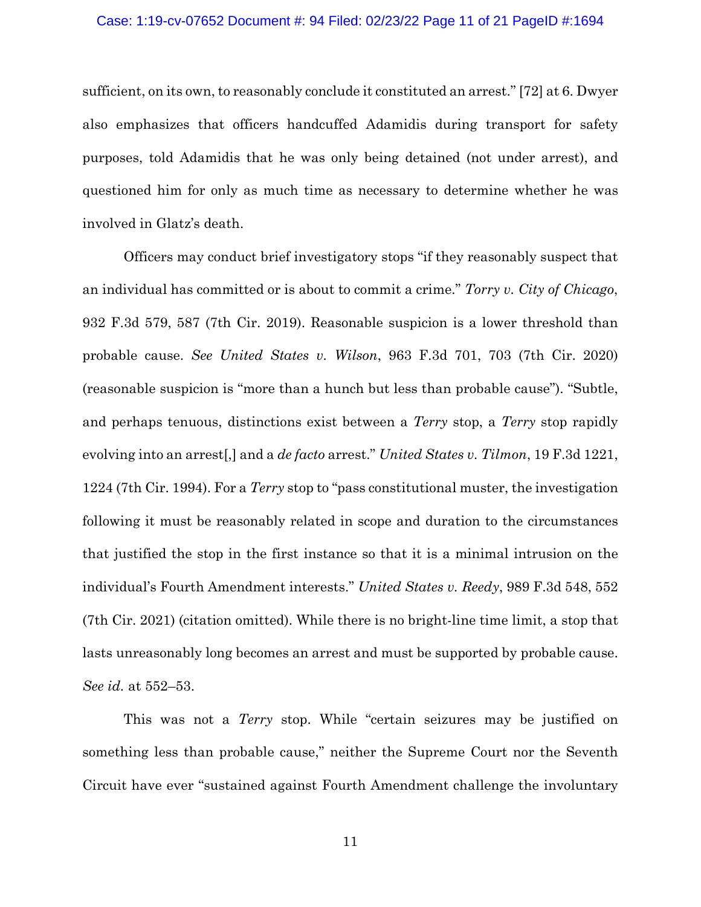sufficient, on its own, to reasonably conclude it constituted an arrest." [72] at 6. Dwyer also emphasizes that officers handcuffed Adamidis during transport for safety purposes, told Adamidis that he was only being detained (not under arrest), and questioned him for only as much time as necessary to determine whether he was involved in Glatz's death.

Officers may conduct brief investigatory stops "if they reasonably suspect that an individual has committed or is about to commit a crime." *Torry v. City of Chicago*, 932 F.3d 579, 587 (7th Cir. 2019). Reasonable suspicion is a lower threshold than probable cause. *See United States v. Wilson*, 963 F.3d 701, 703 (7th Cir. 2020) (reasonable suspicion is "more than a hunch but less than probable cause"). "Subtle, and perhaps tenuous, distinctions exist between a *Terry* stop, a *Terry* stop rapidly evolving into an arrest[,] and a *de facto* arrest." *United States v. Tilmon*, 19 F.3d 1221, 1224 (7th Cir. 1994). For a *Terry* stop to "pass constitutional muster, the investigation following it must be reasonably related in scope and duration to the circumstances that justified the stop in the first instance so that it is a minimal intrusion on the individual's Fourth Amendment interests." *United States v. Reedy*, 989 F.3d 548, 552 (7th Cir. 2021) (citation omitted). While there is no bright-line time limit, a stop that lasts unreasonably long becomes an arrest and must be supported by probable cause. *See id.* at 552–53.

This was not a *Terry* stop. While "certain seizures may be justified on something less than probable cause," neither the Supreme Court nor the Seventh Circuit have ever "sustained against Fourth Amendment challenge the involuntary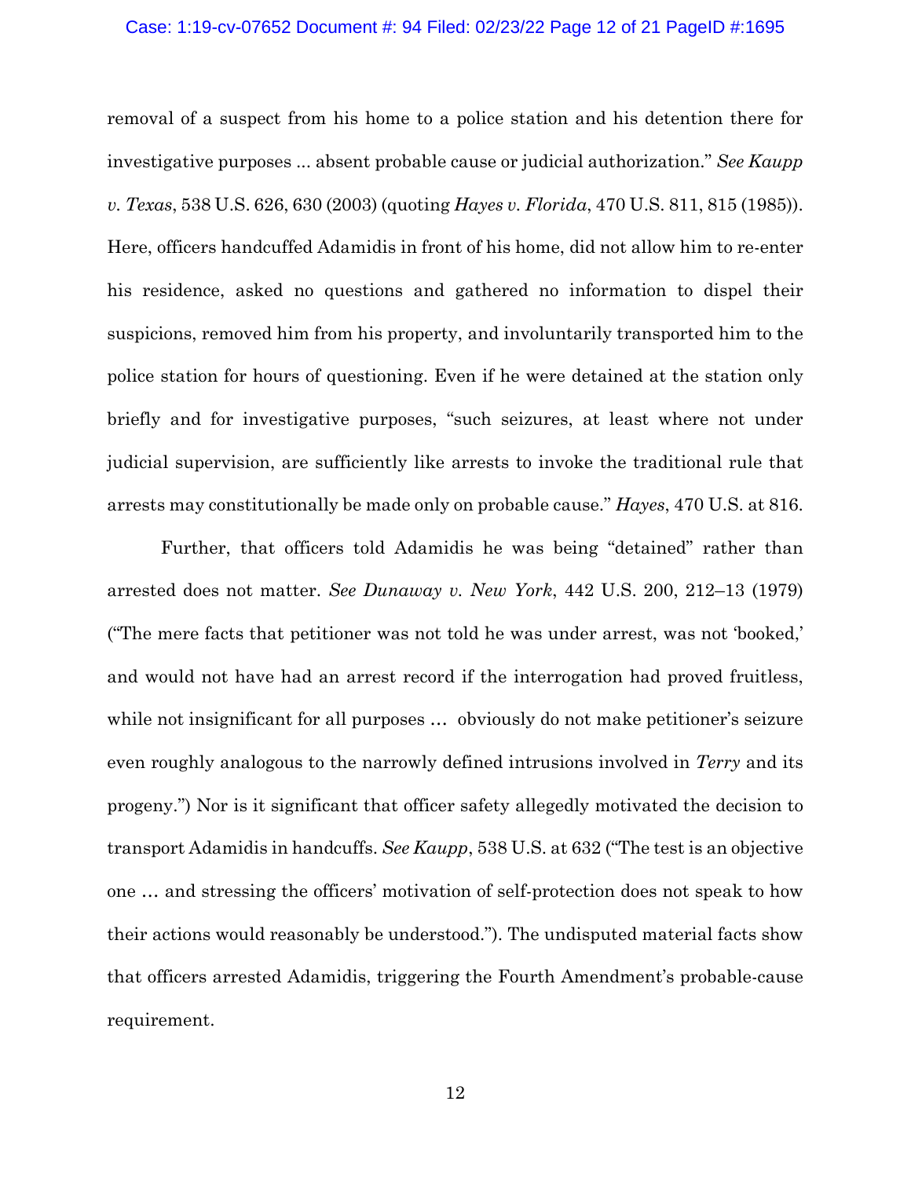removal of a suspect from his home to a police station and his detention there for investigative purposes ... absent probable cause or judicial authorization." *See Kaupp v. Texas*, 538 U.S. 626, 630 (2003) (quoting *Hayes v. Florida*, 470 U.S. 811, 815 (1985)). Here, officers handcuffed Adamidis in front of his home, did not allow him to re-enter his residence, asked no questions and gathered no information to dispel their suspicions, removed him from his property, and involuntarily transported him to the police station for hours of questioning. Even if he were detained at the station only briefly and for investigative purposes, "such seizures, at least where not under judicial supervision, are sufficiently like arrests to invoke the traditional rule that arrests may constitutionally be made only on probable cause." *Hayes*, 470 U.S. at 816.

Further, that officers told Adamidis he was being "detained" rather than arrested does not matter. *See Dunaway v. New York*, 442 U.S. 200, 212–13 (1979) ("The mere facts that petitioner was not told he was under arrest, was not 'booked,' and would not have had an arrest record if the interrogation had proved fruitless, while not insignificant for all purposes … obviously do not make petitioner's seizure even roughly analogous to the narrowly defined intrusions involved in *Terry* and its progeny.") Nor is it significant that officer safety allegedly motivated the decision to transport Adamidis in handcuffs. *See Kaupp*, 538 U.S. at 632 ("The test is an objective one … and stressing the officers' motivation of self-protection does not speak to how their actions would reasonably be understood."). The undisputed material facts show that officers arrested Adamidis, triggering the Fourth Amendment's probable-cause requirement.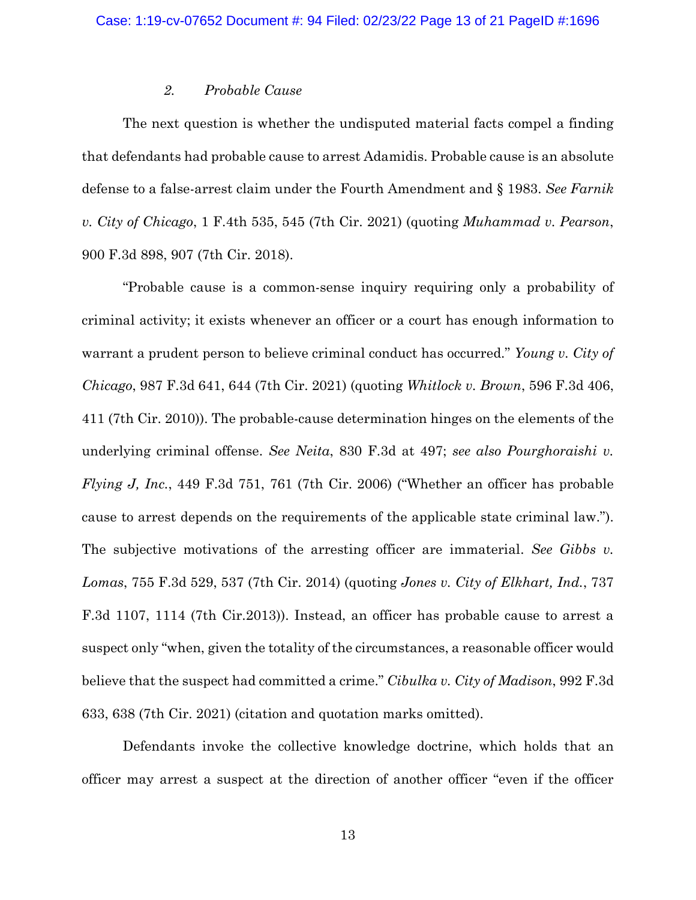*2. Probable Cause*

The next question is whether the undisputed material facts compel a finding that defendants had probable cause to arrest Adamidis. Probable cause is an absolute defense to a false-arrest claim under the Fourth Amendment and § 1983. *See Farnik v. City of Chicago*, 1 F.4th 535, 545 (7th Cir. 2021) (quoting *Muhammad v. Pearson*, 900 F.3d 898, 907 (7th Cir. 2018).

"Probable cause is a common-sense inquiry requiring only a probability of criminal activity; it exists whenever an officer or a court has enough information to warrant a prudent person to believe criminal conduct has occurred." *Young v. City of Chicago*, 987 F.3d 641, 644 (7th Cir. 2021) (quoting *Whitlock v. Brown*, 596 F.3d 406, 411 (7th Cir. 2010)). The probable-cause determination hinges on the elements of the underlying criminal offense. *See Neita*, 830 F.3d at 497; *see also Pourghoraishi v. Flying J, Inc.*, 449 F.3d 751, 761 (7th Cir. 2006) ("Whether an officer has probable cause to arrest depends on the requirements of the applicable state criminal law."). The subjective motivations of the arresting officer are immaterial. *See Gibbs v. Lomas*, 755 F.3d 529, 537 (7th Cir. 2014) (quoting *Jones v. City of Elkhart, Ind.*, 737 F.3d 1107, 1114 (7th Cir.2013)). Instead, an officer has probable cause to arrest a suspect only "when, given the totality of the circumstances, a reasonable officer would believe that the suspect had committed a crime." *Cibulka v. City of Madison*, 992 F.3d 633, 638 (7th Cir. 2021) (citation and quotation marks omitted).

Defendants invoke the collective knowledge doctrine, which holds that an officer may arrest a suspect at the direction of another officer "even if the officer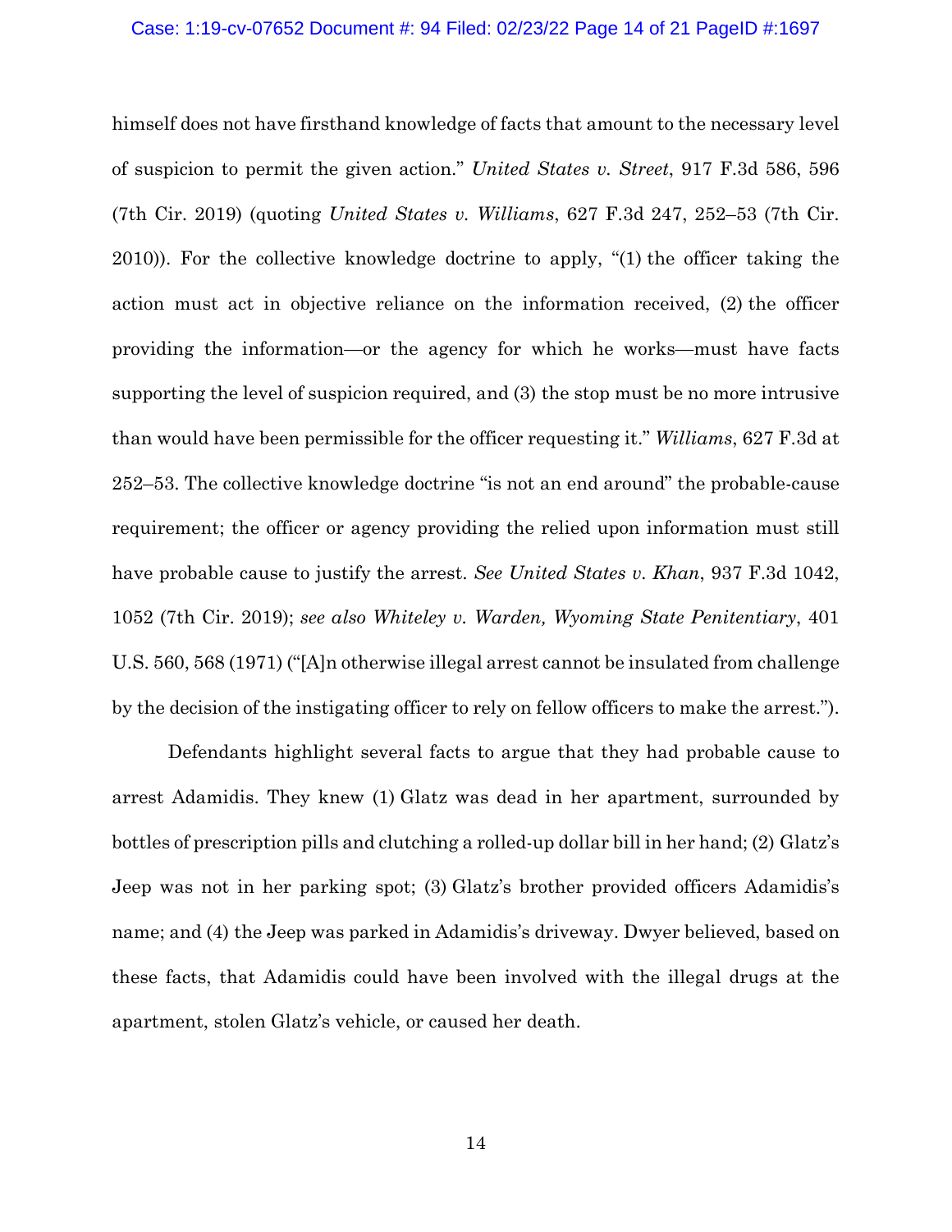himself does not have firsthand knowledge of facts that amount to the necessary level of suspicion to permit the given action." *United States v. Street*, 917 F.3d 586, 596 (7th Cir. 2019) (quoting *United States v. Williams*, 627 F.3d 247, 252–53 (7th Cir. 2010)). For the collective knowledge doctrine to apply, "(1) the officer taking the action must act in objective reliance on the information received, (2) the officer providing the information—or the agency for which he works—must have facts supporting the level of suspicion required, and (3) the stop must be no more intrusive than would have been permissible for the officer requesting it." *Williams*, 627 F.3d at 252–53. The collective knowledge doctrine "is not an end around" the probable-cause requirement; the officer or agency providing the relied upon information must still have probable cause to justify the arrest. *See United States v. Khan*, 937 F.3d 1042, 1052 (7th Cir. 2019); *see also Whiteley v. Warden, Wyoming State Penitentiary*, 401 U.S. 560, 568 (1971) ("[A]n otherwise illegal arrest cannot be insulated from challenge by the decision of the instigating officer to rely on fellow officers to make the arrest.").

Defendants highlight several facts to argue that they had probable cause to arrest Adamidis. They knew (1) Glatz was dead in her apartment, surrounded by bottles of prescription pills and clutching a rolled-up dollar bill in her hand; (2) Glatz's Jeep was not in her parking spot; (3) Glatz's brother provided officers Adamidis's name; and (4) the Jeep was parked in Adamidis's driveway. Dwyer believed, based on these facts, that Adamidis could have been involved with the illegal drugs at the apartment, stolen Glatz's vehicle, or caused her death.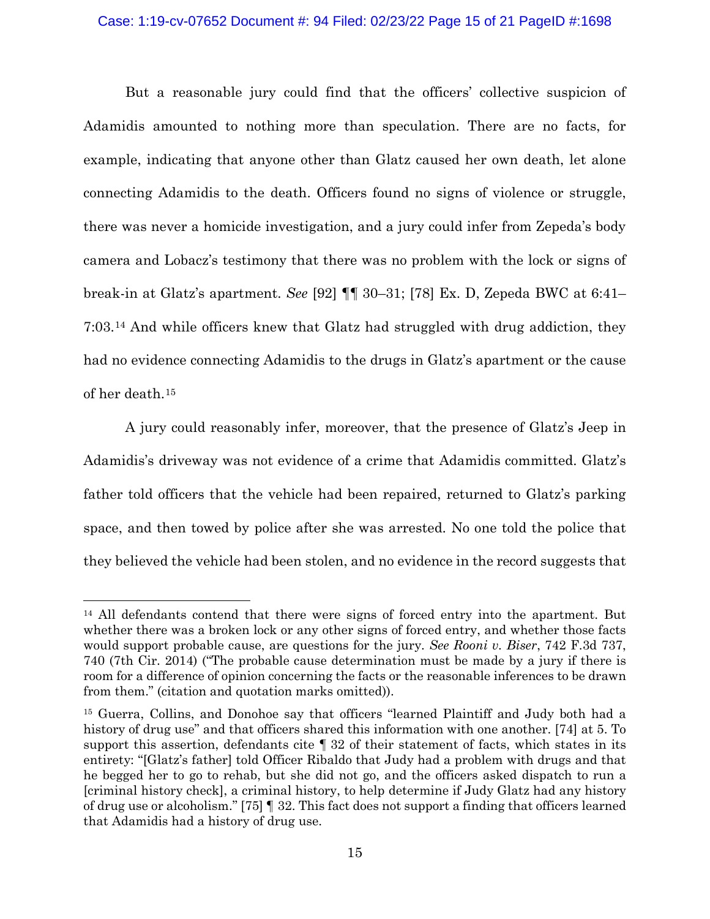But a reasonable jury could find that the officers' collective suspicion of Adamidis amounted to nothing more than speculation. There are no facts, for example, indicating that anyone other than Glatz caused her own death, let alone connecting Adamidis to the death. Officers found no signs of violence or struggle, there was never a homicide investigation, and a jury could infer from Zepeda's body camera and Lobacz's testimony that there was no problem with the lock or signs of break-in at Glatz's apartment. *See* [92] ¶¶ 30–31; [78] Ex. D, Zepeda BWC at 6:41–7:03.[14] And while officers knew that Glatz had struggled with drug addiction, they had no evidence connecting Adamidis to the drugs in Glatz's apartment or the cause of her death.[15]

A jury could reasonably infer, moreover, that the presence of Glatz's Jeep in Adamidis's driveway was not evidence of a crime that Adamidis committed. Glatz's father told officers that the vehicle had been repaired, returned to Glatz's parking space, and then towed by police after she was arrested. No one told the police that they believed the vehicle had been stolen, and no evidence in the record suggests that

---

[14] All defendants contend that there were signs of forced entry into the apartment. But whether there was a broken lock or any other signs of forced entry, and whether those facts would support probable cause, are questions for the jury. *See Rooni v. Biser*, 742 F.3d 737, 740 (7th Cir. 2014) ("The probable cause determination must be made by a jury if there is room for a difference of opinion concerning the facts or the reasonable inferences to be drawn from them." (citation and quotation marks omitted)).

[15] Guerra, Collins, and Donohoe say that officers "learned Plaintiff and Judy both had a history of drug use" and that officers shared this information with one another. [74] at 5. To support this assertion, defendants cite ¶ 32 of their statement of facts, which states in its entirety: "[Glatz's father] told Officer Ribaldo that Judy had a problem with drugs and that he begged her to go to rehab, but she did not go, and the officers asked dispatch to run a [criminal history check], a criminal history, to help determine if Judy Glatz had any history of drug use or alcoholism." [75] ¶ 32. This fact does not support a finding that officers learned that Adamidis had a history of drug use.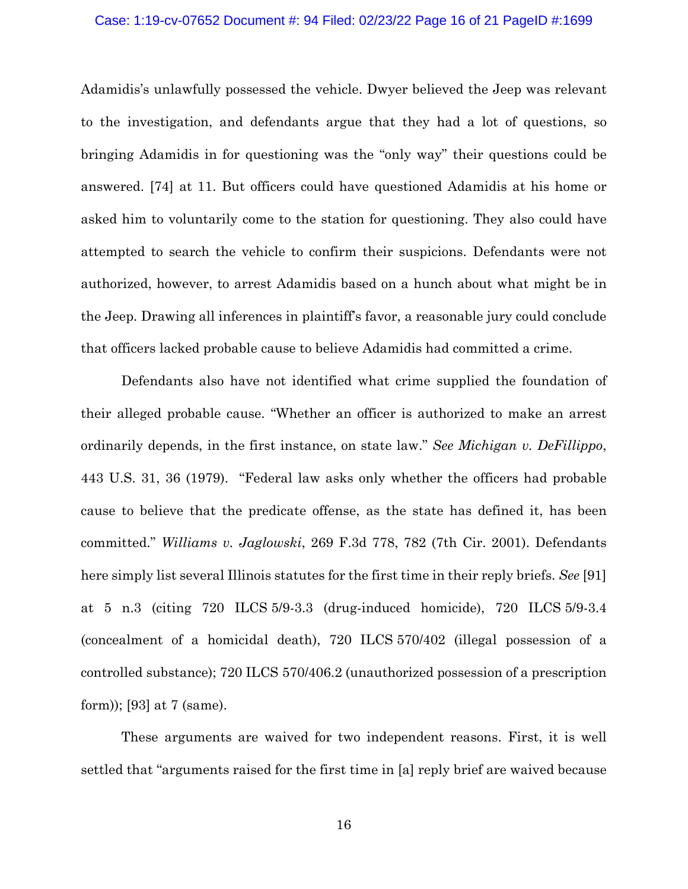Adamidis's unlawfully possessed the vehicle. Dwyer believed the Jeep was relevant to the investigation, and defendants argue that they had a lot of questions, so bringing Adamidis in for questioning was the "only way" their questions could be answered. [74] at 11. But officers could have questioned Adamidis at his home or asked him to voluntarily come to the station for questioning. They also could have attempted to search the vehicle to confirm their suspicions. Defendants were not authorized, however, to arrest Adamidis based on a hunch about what might be in the Jeep. Drawing all inferences in plaintiff's favor, a reasonable jury could conclude that officers lacked probable cause to believe Adamidis had committed a crime.

Defendants also have not identified what crime supplied the foundation of their alleged probable cause. "Whether an officer is authorized to make an arrest ordinarily depends, in the first instance, on state law." *See Michigan v. DeFillippo*, 443 U.S. 31, 36 (1979). "Federal law asks only whether the officers had probable cause to believe that the predicate offense, as the state has defined it, has been committed." *Williams v. Jaglowski*, 269 F.3d 778, 782 (7th Cir. 2001). Defendants here simply list several Illinois statutes for the first time in their reply briefs. *See* [91] at 5 n.3 (citing 720 ILCS 5/9-3.3 (drug-induced homicide), 720 ILCS 5/9-3.4 (concealment of a homicidal death), 720 ILCS 570/402 (illegal possession of a controlled substance); 720 ILCS 570/406.2 (unauthorized possession of a prescription form)); [93] at 7 (same).

These arguments are waived for two independent reasons. First, it is well settled that "arguments raised for the first time in [a] reply brief are waived because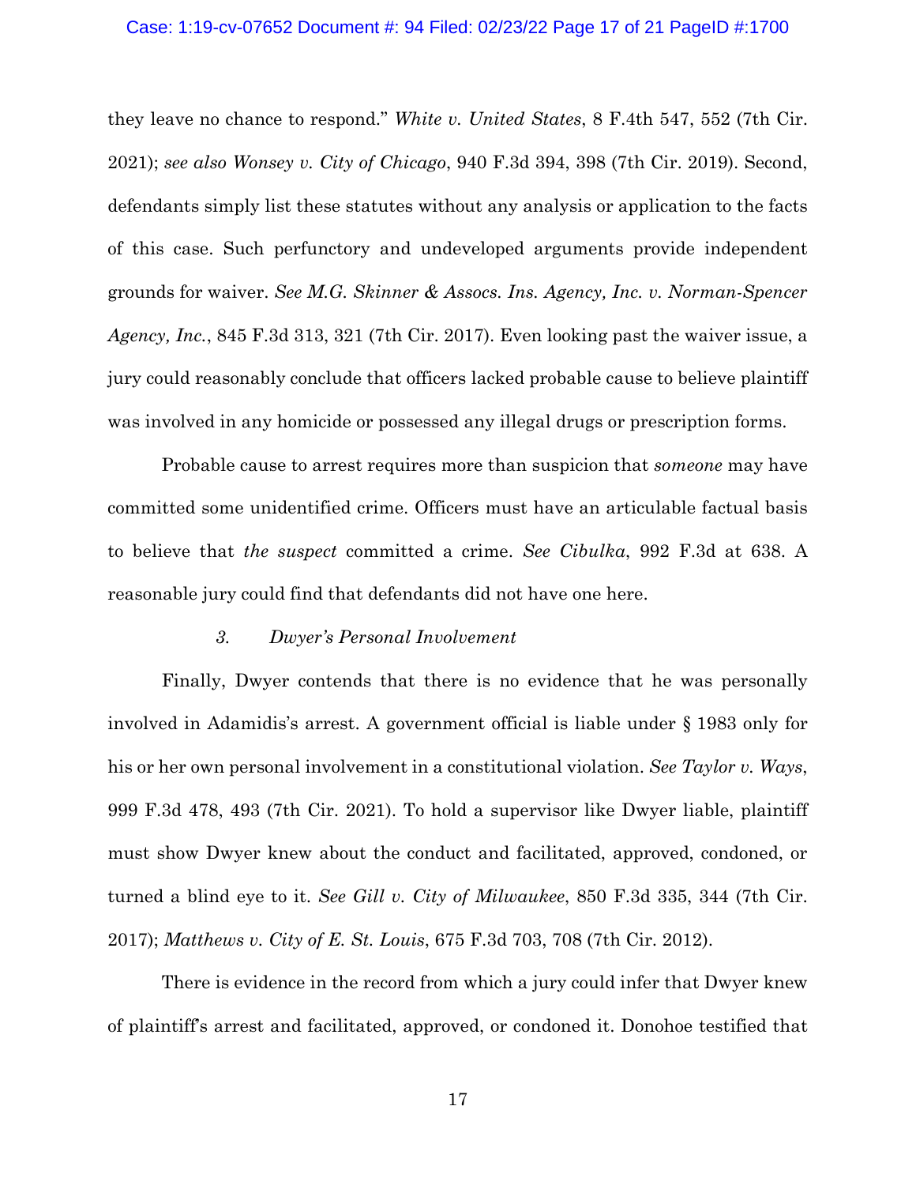they leave no chance to respond." *White v. United States*, 8 F.4th 547, 552 (7th Cir. 2021); *see also Wonsey v. City of Chicago*, 940 F.3d 394, 398 (7th Cir. 2019). Second, defendants simply list these statutes without any analysis or application to the facts of this case. Such perfunctory and undeveloped arguments provide independent grounds for waiver. *See M.G. Skinner & Assocs. Ins. Agency, Inc. v. Norman-Spencer Agency, Inc.*, 845 F.3d 313, 321 (7th Cir. 2017). Even looking past the waiver issue, a jury could reasonably conclude that officers lacked probable cause to believe plaintiff was involved in any homicide or possessed any illegal drugs or prescription forms.

Probable cause to arrest requires more than suspicion that *someone* may have committed some unidentified crime. Officers must have an articulable factual basis to believe that *the suspect* committed a crime. *See Cibulka*, 992 F.3d at 638. A reasonable jury could find that defendants did not have one here.

### *3. Dwyer's Personal Involvement*

Finally, Dwyer contends that there is no evidence that he was personally involved in Adamidis's arrest. A government official is liable under § 1983 only for his or her own personal involvement in a constitutional violation. *See Taylor v. Ways*, 999 F.3d 478, 493 (7th Cir. 2021). To hold a supervisor like Dwyer liable, plaintiff must show Dwyer knew about the conduct and facilitated, approved, condoned, or turned a blind eye to it. *See Gill v. City of Milwaukee*, 850 F.3d 335, 344 (7th Cir. 2017); *Matthews v. City of E. St. Louis*, 675 F.3d 703, 708 (7th Cir. 2012).

There is evidence in the record from which a jury could infer that Dwyer knew of plaintiff's arrest and facilitated, approved, or condoned it. Donohoe testified that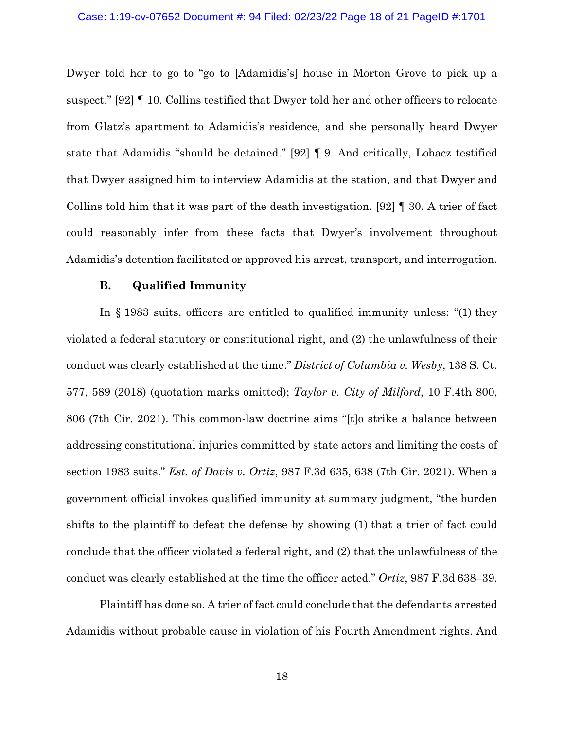Dwyer told her to go to "go to [Adamidis's] house in Morton Grove to pick up a suspect." [92] ¶ 10. Collins testified that Dwyer told her and other officers to relocate from Glatz's apartment to Adamidis's residence, and she personally heard Dwyer state that Adamidis "should be detained." [92] ¶ 9. And critically, Lobacz testified that Dwyer assigned him to interview Adamidis at the station, and that Dwyer and Collins told him that it was part of the death investigation. [92] ¶ 30. A trier of fact could reasonably infer from these facts that Dwyer's involvement throughout Adamidis's detention facilitated or approved his arrest, transport, and interrogation.

### B. Qualified Immunity

In § 1983 suits, officers are entitled to qualified immunity unless: "(1) they violated a federal statutory or constitutional right, and (2) the unlawfulness of their conduct was clearly established at the time." *District of Columbia v. Wesby*, 138 S. Ct. 577, 589 (2018) (quotation marks omitted); *Taylor v. City of Milford*, 10 F.4th 800, 806 (7th Cir. 2021). This common-law doctrine aims "[t]o strike a balance between addressing constitutional injuries committed by state actors and limiting the costs of section 1983 suits." *Est. of Davis v. Ortiz*, 987 F.3d 635, 638 (7th Cir. 2021). When a government official invokes qualified immunity at summary judgment, "the burden shifts to the plaintiff to defeat the defense by showing (1) that a trier of fact could conclude that the officer violated a federal right, and (2) that the unlawfulness of the conduct was clearly established at the time the officer acted." *Ortiz*, 987 F.3d 638–39.

Plaintiff has done so. A trier of fact could conclude that the defendants arrested Adamidis without probable cause in violation of his Fourth Amendment rights. And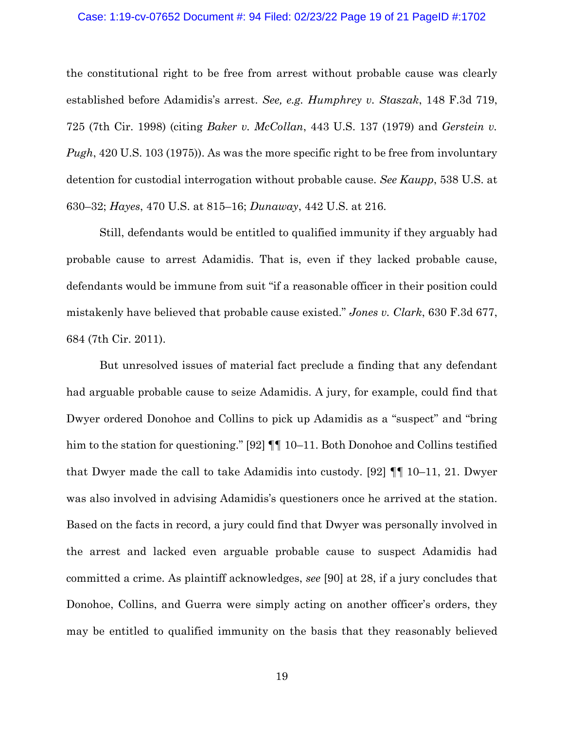the constitutional right to be free from arrest without probable cause was clearly established before Adamidis's arrest. *See, e.g. Humphrey v. Staszak*, 148 F.3d 719, 725 (7th Cir. 1998) (citing *Baker v. McCollan*, 443 U.S. 137 (1979) and *Gerstein v. Pugh*, 420 U.S. 103 (1975)). As was the more specific right to be free from involuntary detention for custodial interrogation without probable cause. *See Kaupp*, 538 U.S. at 630–32; *Hayes*, 470 U.S. at 815–16; *Dunaway*, 442 U.S. at 216.

Still, defendants would be entitled to qualified immunity if they arguably had probable cause to arrest Adamidis. That is, even if they lacked probable cause, defendants would be immune from suit "if a reasonable officer in their position could mistakenly have believed that probable cause existed." *Jones v. Clark*, 630 F.3d 677, 684 (7th Cir. 2011).

But unresolved issues of material fact preclude a finding that any defendant had arguable probable cause to seize Adamidis. A jury, for example, could find that Dwyer ordered Donohoe and Collins to pick up Adamidis as a "suspect" and "bring him to the station for questioning." [92] ¶¶ 10–11. Both Donohoe and Collins testified that Dwyer made the call to take Adamidis into custody. [92] ¶¶ 10–11, 21. Dwyer was also involved in advising Adamidis's questioners once he arrived at the station. Based on the facts in record, a jury could find that Dwyer was personally involved in the arrest and lacked even arguable probable cause to suspect Adamidis had committed a crime. As plaintiff acknowledges, *see* [90] at 28, if a jury concludes that Donohoe, Collins, and Guerra were simply acting on another officer's orders, they may be entitled to qualified immunity on the basis that they reasonably believed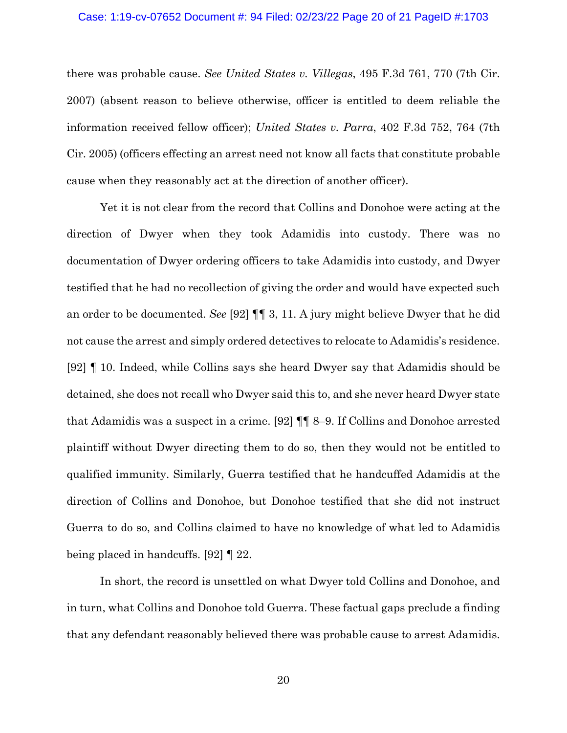there was probable cause. *See United States v. Villegas*, 495 F.3d 761, 770 (7th Cir. 2007) (absent reason to believe otherwise, officer is entitled to deem reliable the information received fellow officer); *United States v. Parra*, 402 F.3d 752, 764 (7th Cir. 2005) (officers effecting an arrest need not know all facts that constitute probable cause when they reasonably act at the direction of another officer).

Yet it is not clear from the record that Collins and Donohoe were acting at the direction of Dwyer when they took Adamidis into custody. There was no documentation of Dwyer ordering officers to take Adamidis into custody, and Dwyer testified that he had no recollection of giving the order and would have expected such an order to be documented. *See* [92] ¶¶ 3, 11. A jury might believe Dwyer that he did not cause the arrest and simply ordered detectives to relocate to Adamidis's residence. [92] ¶ 10. Indeed, while Collins says she heard Dwyer say that Adamidis should be detained, she does not recall who Dwyer said this to, and she never heard Dwyer state that Adamidis was a suspect in a crime. [92] ¶¶ 8–9. If Collins and Donohoe arrested plaintiff without Dwyer directing them to do so, then they would not be entitled to qualified immunity. Similarly, Guerra testified that he handcuffed Adamidis at the direction of Collins and Donohoe, but Donohoe testified that she did not instruct Guerra to do so, and Collins claimed to have no knowledge of what led to Adamidis being placed in handcuffs. [92] ¶ 22.

In short, the record is unsettled on what Dwyer told Collins and Donohoe, and in turn, what Collins and Donohoe told Guerra. These factual gaps preclude a finding that any defendant reasonably believed there was probable cause to arrest Adamidis.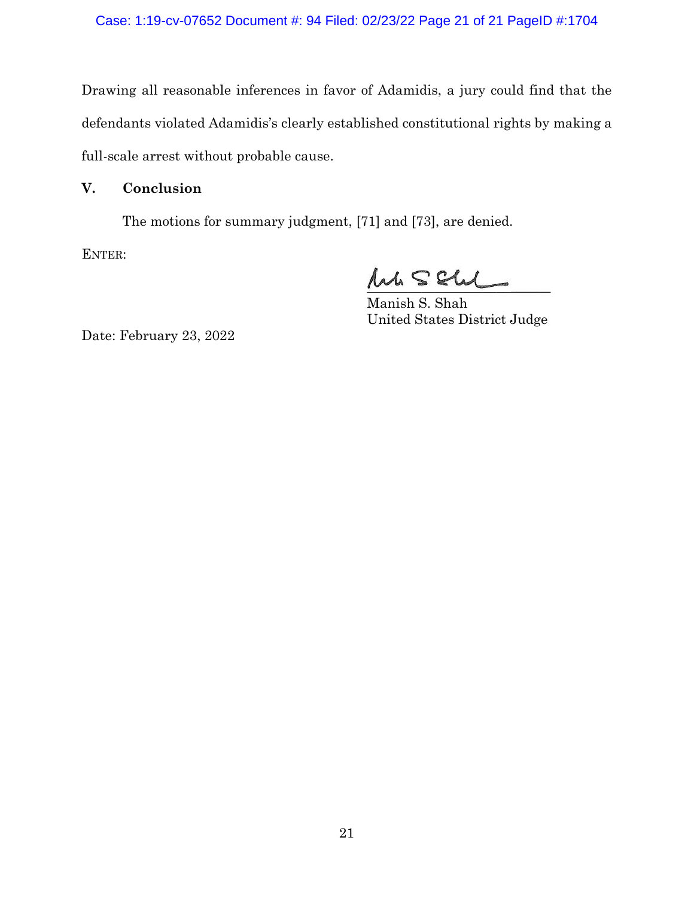Drawing all reasonable inferences in favor of Adamidis, a jury could find that the defendants violated Adamidis's clearly established constitutional rights by making a full-scale arrest without probable cause.

## V. Conclusion

The motions for summary judgment, [71] and [73], are denied.

ENTER:

Manish S. Shah
United States District Judge

Date: February 23, 2022